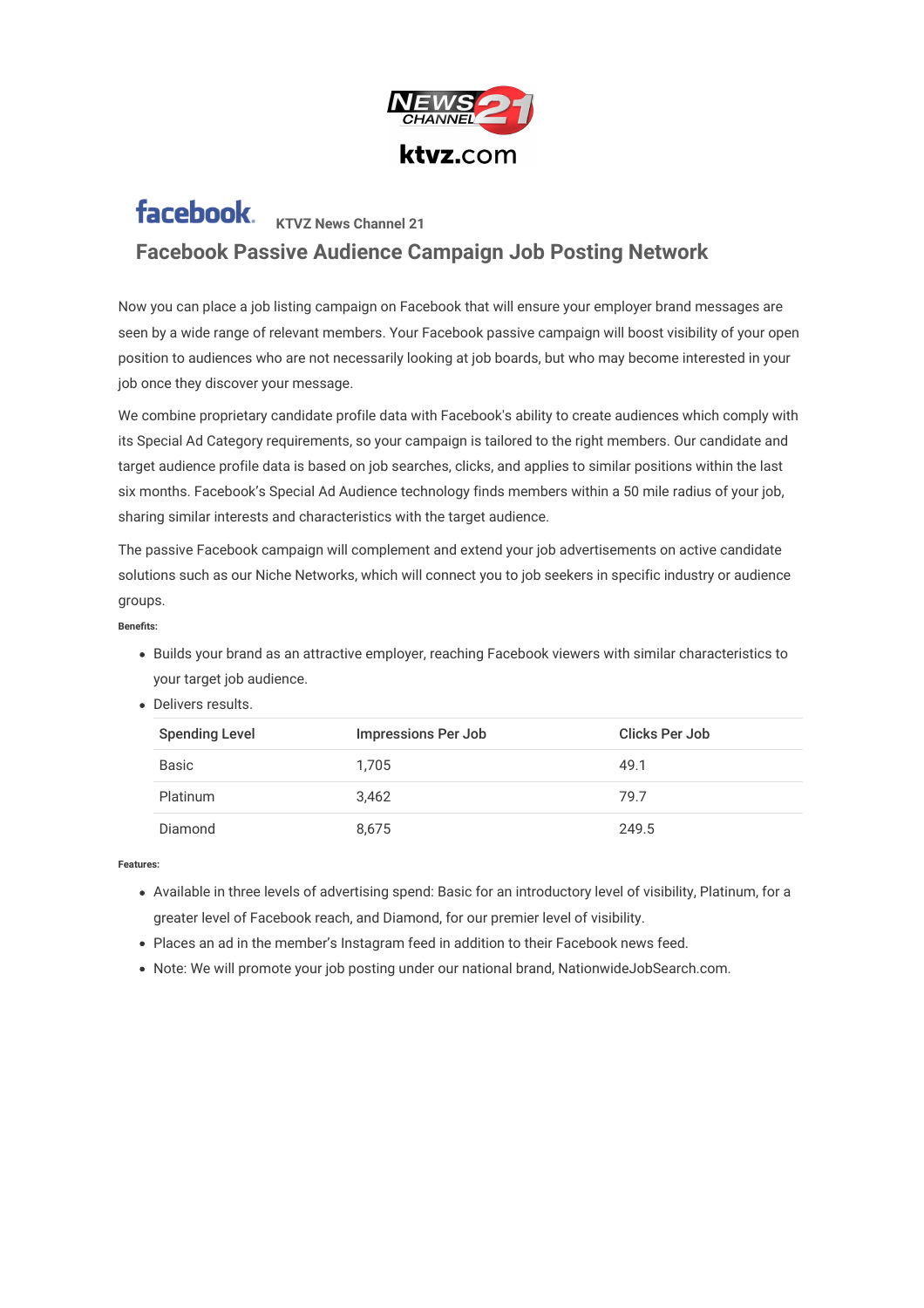KTVZ News Channel 21

## Facebook Passive Audience Campaign Job Posting Network

Now you can place a job listing campaign on Facebook that will ensure your employer brand messages are seen by a wide range of relevant members. Your Facebook passive campaign will boost visibility of your open position to audiences who are not necessarily looking at job boards, but who may become interested in your job once they discover your message.

We combine proprietary candidate profile data with Facebook's ability to create audiences which comply with its Special Ad Category requirements, so your campaign is tailored to the right members. Our candidate and target audience profile data is based on job searches, clicks, and applies to similar positions within the last six months. Facebook's Special Ad Audience technology finds members within a 50 mile radius of your job, sharing similar interests and characteristics with the target audience.

The passive Facebook campaign will complement and extend your job advertisements on active candidate solutions such as our Niche Networks, which will connect you to job seekers in specific industry or audience groups.

**Benefits:**

- Builds your brand as an attractive employer, reaching Facebook viewers with similar characteristics to your target job audience.
- Delivers results.

| Spending Level | Impressions Per Job | Clicks Per Job |
|---|---|---|
| Basic | 1,705 | 49.1 |
| Platinum | 3,462 | 79.7 |
| Diamond | 8,675 | 249.5 |

**Features:**

- Available in three levels of advertising spend: Basic for an introductory level of visibility, Platinum, for a greater level of Facebook reach, and Diamond, for our premier level of visibility.
- Places an ad in the member's Instagram feed in addition to their Facebook news feed.
- Note: We will promote your job posting under our national brand, NationwideJobSearch.com.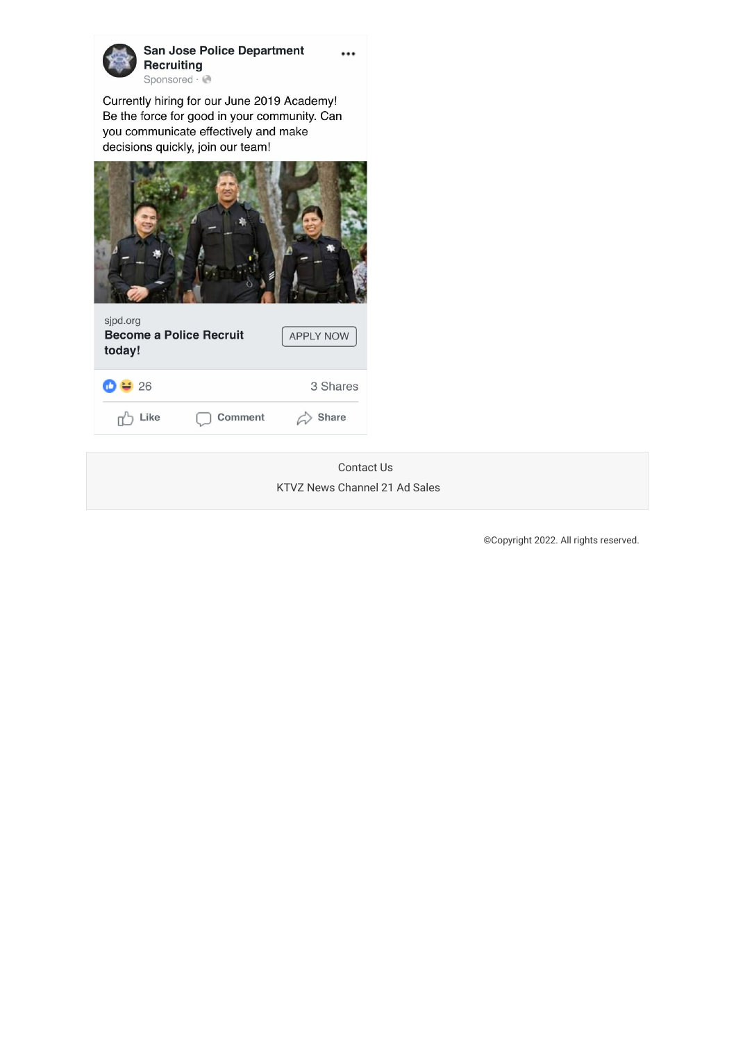**San Jose Police Department Recruiting**
Sponsored

Currently hiring for our June 2019 Academy! Be the force for good in your community. Can you communicate effectively and make decisions quickly, join our team!

sjpd.org
**Become a Police Recruit today!**

APPLY NOW

26 3 Shares

Like Comment Share

Contact Us

KTVZ News Channel 21 Ad Sales

©Copyright 2022. All rights reserved.